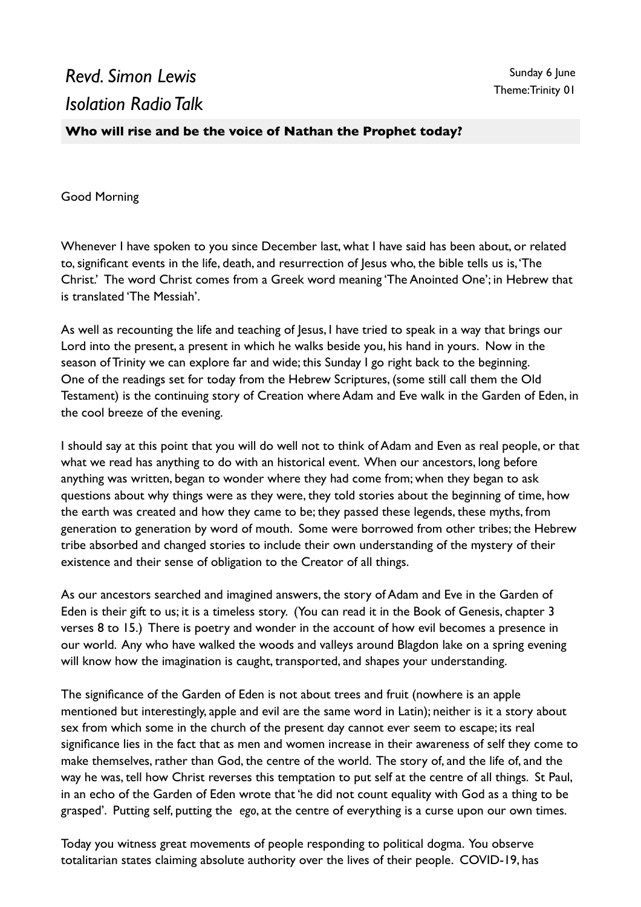*Revd. Simon Lewis*

*Isolation Radio Talk*

Sunday 6 June
Theme: Trinity 01

**Who will rise and be the voice of Nathan the Prophet today?**

Good Morning

Whenever I have spoken to you since December last, what I have said has been about, or related to, significant events in the life, death, and resurrection of Jesus who, the bible tells us is, 'The Christ.' The word Christ comes from a Greek word meaning 'The Anointed One'; in Hebrew that is translated 'The Messiah'.

As well as recounting the life and teaching of Jesus, I have tried to speak in a way that brings our Lord into the present, a present in which he walks beside you, his hand in yours. Now in the season of Trinity we can explore far and wide; this Sunday I go right back to the beginning. One of the readings set for today from the Hebrew Scriptures, (some still call them the Old Testament) is the continuing story of Creation where Adam and Eve walk in the Garden of Eden, in the cool breeze of the evening.

I should say at this point that you will do well not to think of Adam and Even as real people, or that what we read has anything to do with an historical event. When our ancestors, long before anything was written, began to wonder where they had come from; when they began to ask questions about why things were as they were, they told stories about the beginning of time, how the earth was created and how they came to be; they passed these legends, these myths, from generation to generation by word of mouth. Some were borrowed from other tribes; the Hebrew tribe absorbed and changed stories to include their own understanding of the mystery of their existence and their sense of obligation to the Creator of all things.

As our ancestors searched and imagined answers, the story of Adam and Eve in the Garden of Eden is their gift to us; it is a timeless story. (You can read it in the Book of Genesis, chapter 3 verses 8 to 15.) There is poetry and wonder in the account of how evil becomes a presence in our world. Any who have walked the woods and valleys around Blagdon lake on a spring evening will know how the imagination is caught, transported, and shapes your understanding.

The significance of the Garden of Eden is not about trees and fruit (nowhere is an apple mentioned but interestingly, apple and evil are the same word in Latin); neither is it a story about sex from which some in the church of the present day cannot ever seem to escape; its real significance lies in the fact that as men and women increase in their awareness of self they come to make themselves, rather than God, the centre of the world. The story of, and the life of, and the way he was, tell how Christ reverses this temptation to put self at the centre of all things. St Paul, in an echo of the Garden of Eden wrote that 'he did not count equality with God as a thing to be grasped'. Putting self, putting the *ego*, at the centre of everything is a curse upon our own times.

Today you witness great movements of people responding to political dogma. You observe totalitarian states claiming absolute authority over the lives of their people. COVID-19, has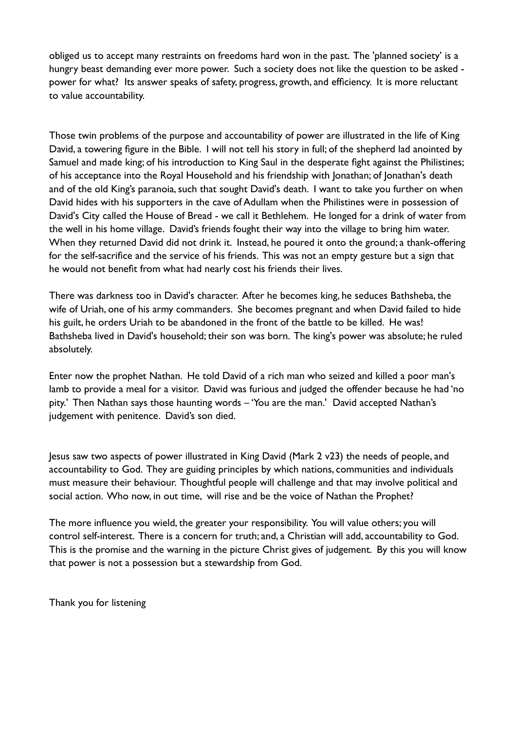obliged us to accept many restraints on freedoms hard won in the past. The 'planned society' is a hungry beast demanding ever more power. Such a society does not like the question to be asked - power for what? Its answer speaks of safety, progress, growth, and efficiency. It is more reluctant to value accountability.

Those twin problems of the purpose and accountability of power are illustrated in the life of King David, a towering figure in the Bible. I will not tell his story in full; of the shepherd lad anointed by Samuel and made king; of his introduction to King Saul in the desperate fight against the Philistines; of his acceptance into the Royal Household and his friendship with Jonathan; of Jonathan's death and of the old King's paranoia, such that sought David's death. I want to take you further on when David hides with his supporters in the cave of Adullam when the Philistines were in possession of David's City called the House of Bread - we call it Bethlehem. He longed for a drink of water from the well in his home village. David's friends fought their way into the village to bring him water. When they returned David did not drink it. Instead, he poured it onto the ground; a thank-offering for the self-sacrifice and the service of his friends. This was not an empty gesture but a sign that he would not benefit from what had nearly cost his friends their lives.

There was darkness too in David's character. After he becomes king, he seduces Bathsheba, the wife of Uriah, one of his army commanders. She becomes pregnant and when David failed to hide his guilt, he orders Uriah to be abandoned in the front of the battle to be killed. He was! Bathsheba lived in David's household; their son was born. The king's power was absolute; he ruled absolutely.

Enter now the prophet Nathan. He told David of a rich man who seized and killed a poor man's lamb to provide a meal for a visitor. David was furious and judged the offender because he had 'no pity.' Then Nathan says those haunting words – 'You are the man.' David accepted Nathan's judgement with penitence. David's son died.

Jesus saw two aspects of power illustrated in King David (Mark 2 v23) the needs of people, and accountability to God. They are guiding principles by which nations, communities and individuals must measure their behaviour. Thoughtful people will challenge and that may involve political and social action. Who now, in out time, will rise and be the voice of Nathan the Prophet?

The more influence you wield, the greater your responsibility. You will value others; you will control self-interest. There is a concern for truth; and, a Christian will add, accountability to God. This is the promise and the warning in the picture Christ gives of judgement. By this you will know that power is not a possession but a stewardship from God.

Thank you for listening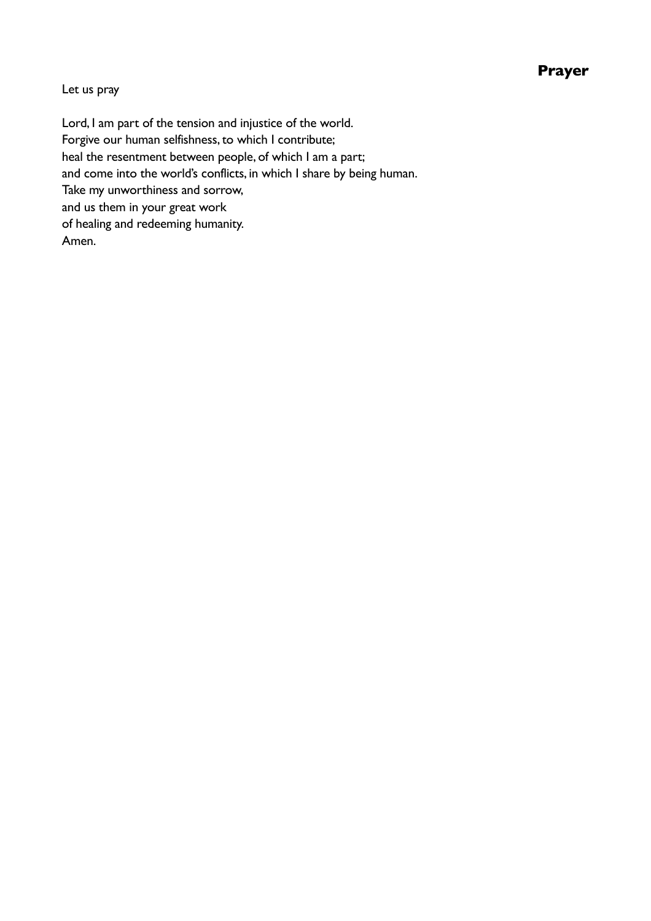## Prayer

Let us pray

Lord, I am part of the tension and injustice of the world.  
Forgive our human selfishness, to which I contribute;  
heal the resentment between people, of which I am a part;  
and come into the world's conflicts, in which I share by being human.  
Take my unworthiness and sorrow,  
and us them in your great work  
of healing and redeeming humanity.  
Amen.